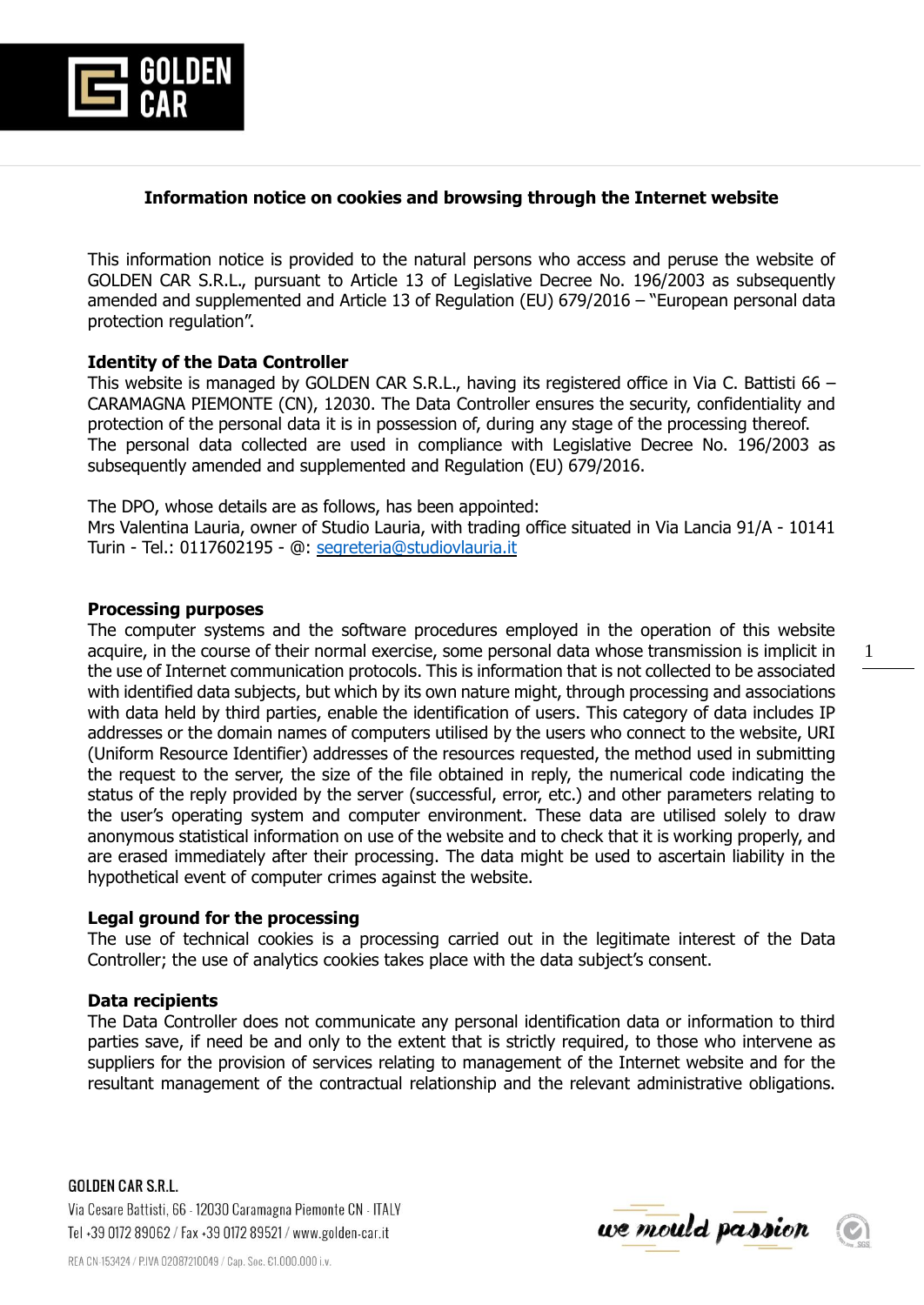## Information notice on cookies and browsing through the Internet website

This information notice is provided to the natural persons who access and peruse the website of GOLDEN CAR S.R.L., pursuant to Article 13 of Legislative Decree No. 196/2003 as subsequently amended and supplemented and Article 13 of Regulation (EU) 679/2016 – "European personal data protection regulation".

**Identity of the Data Controller**

This website is managed by GOLDEN CAR S.R.L., having its registered office in Via C. Battisti 66 – CARAMAGNA PIEMONTE (CN), 12030. The Data Controller ensures the security, confidentiality and protection of the personal data it is in possession of, during any stage of the processing thereof. The personal data collected are used in compliance with Legislative Decree No. 196/2003 as subsequently amended and supplemented and Regulation (EU) 679/2016.

The DPO, whose details are as follows, has been appointed:
Mrs Valentina Lauria, owner of Studio Lauria, with trading office situated in Via Lancia 91/A - 10141 Turin - Tel.: 0117602195 - @: segreteria@studiovlauria.it

**Processing purposes**

The computer systems and the software procedures employed in the operation of this website acquire, in the course of their normal exercise, some personal data whose transmission is implicit in the use of Internet communication protocols. This is information that is not collected to be associated with identified data subjects, but which by its own nature might, through processing and associations with data held by third parties, enable the identification of users. This category of data includes IP addresses or the domain names of computers utilised by the users who connect to the website, URI (Uniform Resource Identifier) addresses of the resources requested, the method used in submitting the request to the server, the size of the file obtained in reply, the numerical code indicating the status of the reply provided by the server (successful, error, etc.) and other parameters relating to the user's operating system and computer environment. These data are utilised solely to draw anonymous statistical information on use of the website and to check that it is working properly, and are erased immediately after their processing. The data might be used to ascertain liability in the hypothetical event of computer crimes against the website.

**Legal ground for the processing**

The use of technical cookies is a processing carried out in the legitimate interest of the Data Controller; the use of analytics cookies takes place with the data subject's consent.

**Data recipients**

The Data Controller does not communicate any personal identification data or information to third parties save, if need be and only to the extent that is strictly required, to those who intervene as suppliers for the provision of services relating to management of the Internet website and for the resultant management of the contractual relationship and the relevant administrative obligations.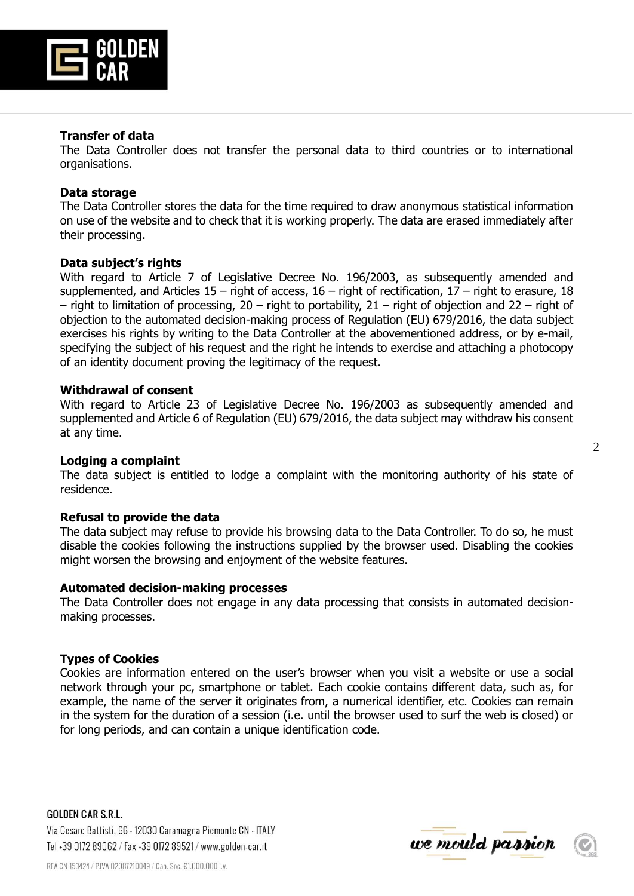**Transfer of data**

The Data Controller does not transfer the personal data to third countries or to international organisations.

**Data storage**

The Data Controller stores the data for the time required to draw anonymous statistical information on use of the website and to check that it is working properly. The data are erased immediately after their processing.

**Data subject's rights**

With regard to Article 7 of Legislative Decree No. 196/2003, as subsequently amended and supplemented, and Articles 15 – right of access, 16 – right of rectification, 17 – right to erasure, 18 – right to limitation of processing, 20 – right to portability, 21 – right of objection and 22 – right of objection to the automated decision-making process of Regulation (EU) 679/2016, the data subject exercises his rights by writing to the Data Controller at the abovementioned address, or by e-mail, specifying the subject of his request and the right he intends to exercise and attaching a photocopy of an identity document proving the legitimacy of the request.

**Withdrawal of consent**

With regard to Article 23 of Legislative Decree No. 196/2003 as subsequently amended and supplemented and Article 6 of Regulation (EU) 679/2016, the data subject may withdraw his consent at any time.

**Lodging a complaint**

The data subject is entitled to lodge a complaint with the monitoring authority of his state of residence.

**Refusal to provide the data**

The data subject may refuse to provide his browsing data to the Data Controller. To do so, he must disable the cookies following the instructions supplied by the browser used. Disabling the cookies might worsen the browsing and enjoyment of the website features.

**Automated decision-making processes**

The Data Controller does not engage in any data processing that consists in automated decision-making processes.

**Types of Cookies**

Cookies are information entered on the user's browser when you visit a website or use a social network through your pc, smartphone or tablet. Each cookie contains different data, such as, for example, the name of the server it originates from, a numerical identifier, etc. Cookies can remain in the system for the duration of a session (i.e. until the browser used to surf the web is closed) or for long periods, and can contain a unique identification code.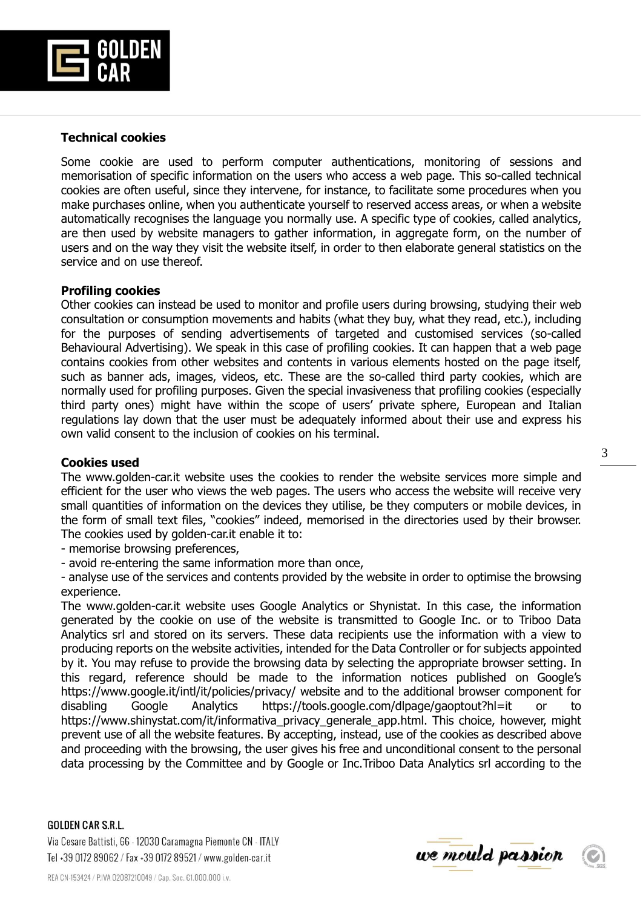**Technical cookies**

Some cookie are used to perform computer authentications, monitoring of sessions and memorisation of specific information on the users who access a web page. This so-called technical cookies are often useful, since they intervene, for instance, to facilitate some procedures when you make purchases online, when you authenticate yourself to reserved access areas, or when a website automatically recognises the language you normally use. A specific type of cookies, called analytics, are then used by website managers to gather information, in aggregate form, on the number of users and on the way they visit the website itself, in order to then elaborate general statistics on the service and on use thereof.

**Profiling cookies**

Other cookies can instead be used to monitor and profile users during browsing, studying their web consultation or consumption movements and habits (what they buy, what they read, etc.), including for the purposes of sending advertisements of targeted and customised services (so-called Behavioural Advertising). We speak in this case of profiling cookies. It can happen that a web page contains cookies from other websites and contents in various elements hosted on the page itself, such as banner ads, images, videos, etc. These are the so-called third party cookies, which are normally used for profiling purposes. Given the special invasiveness that profiling cookies (especially third party ones) might have within the scope of users' private sphere, European and Italian regulations lay down that the user must be adequately informed about their use and express his own valid consent to the inclusion of cookies on his terminal.

**Cookies used**

The www.golden-car.it website uses the cookies to render the website services more simple and efficient for the user who views the web pages. The users who access the website will receive very small quantities of information on the devices they utilise, be they computers or mobile devices, in the form of small text files, "cookies" indeed, memorised in the directories used by their browser. The cookies used by golden-car.it enable it to:

- memorise browsing preferences,
- avoid re-entering the same information more than once,
- analyse use of the services and contents provided by the website in order to optimise the browsing experience.

The www.golden-car.it website uses Google Analytics or Shynistat. In this case, the information generated by the cookie on use of the website is transmitted to Google Inc. or to Triboo Data Analytics srl and stored on its servers. These data recipients use the information with a view to producing reports on the website activities, intended for the Data Controller or for subjects appointed by it. You may refuse to provide the browsing data by selecting the appropriate browser setting. In this regard, reference should be made to the information notices published on Google's https://www.google.it/intl/it/policies/privacy/ website and to the additional browser component for disabling Google Analytics https://tools.google.com/dlpage/gaoptout?hl=it or to https://www.shinystat.com/it/informativa_privacy_generale_app.html. This choice, however, might prevent use of all the website features. By accepting, instead, use of the cookies as described above and proceeding with the browsing, the user gives his free and unconditional consent to the personal data processing by the Committee and by Google or Inc.Triboo Data Analytics srl according to the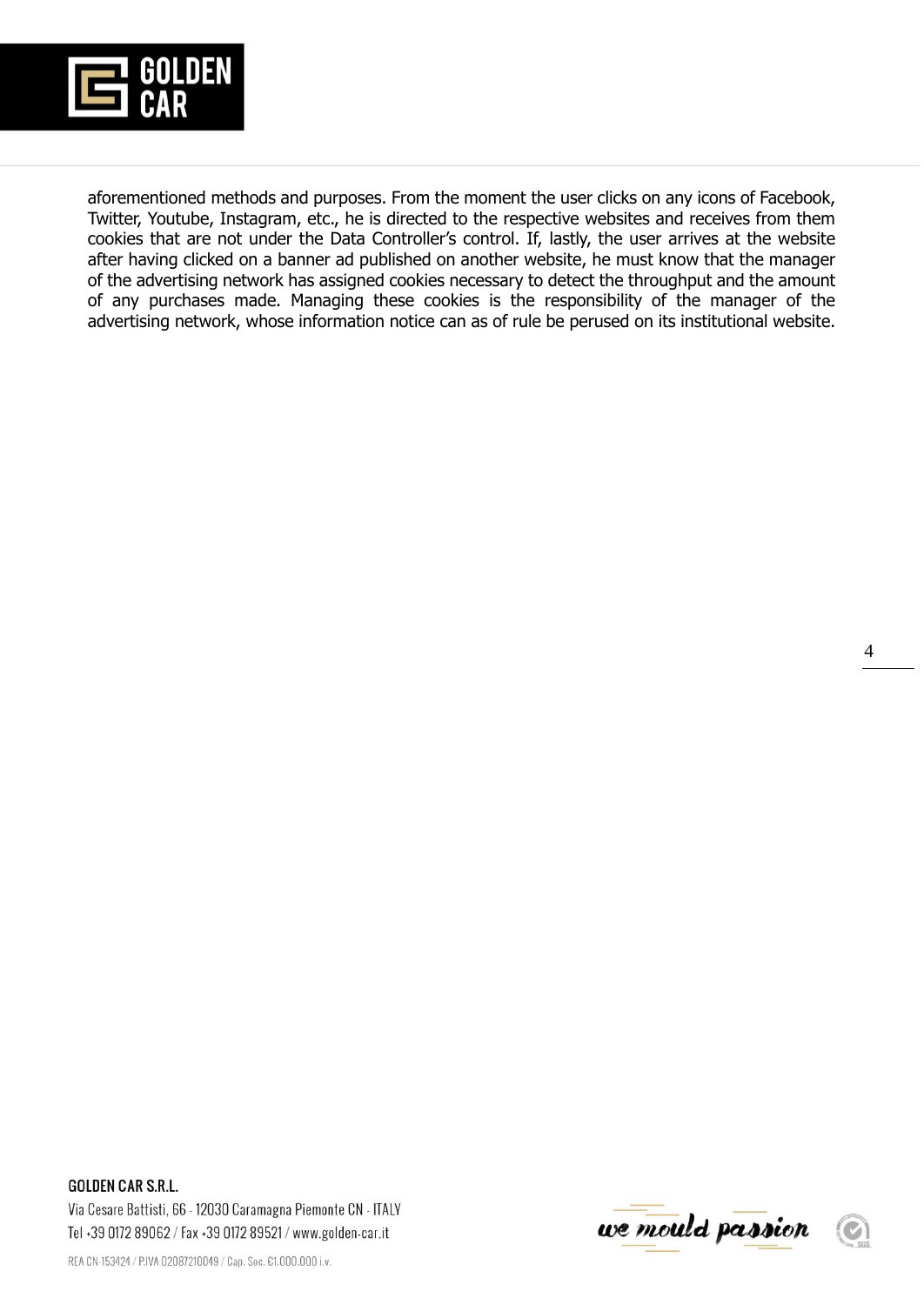aforementioned methods and purposes. From the moment the user clicks on any icons of Facebook, Twitter, Youtube, Instagram, etc., he is directed to the respective websites and receives from them cookies that are not under the Data Controller's control. If, lastly, the user arrives at the website after having clicked on a banner ad published on another website, he must know that the manager of the advertising network has assigned cookies necessary to detect the throughput and the amount of any purchases made. Managing these cookies is the responsibility of the manager of the advertising network, whose information notice can as of rule be perused on its institutional website.